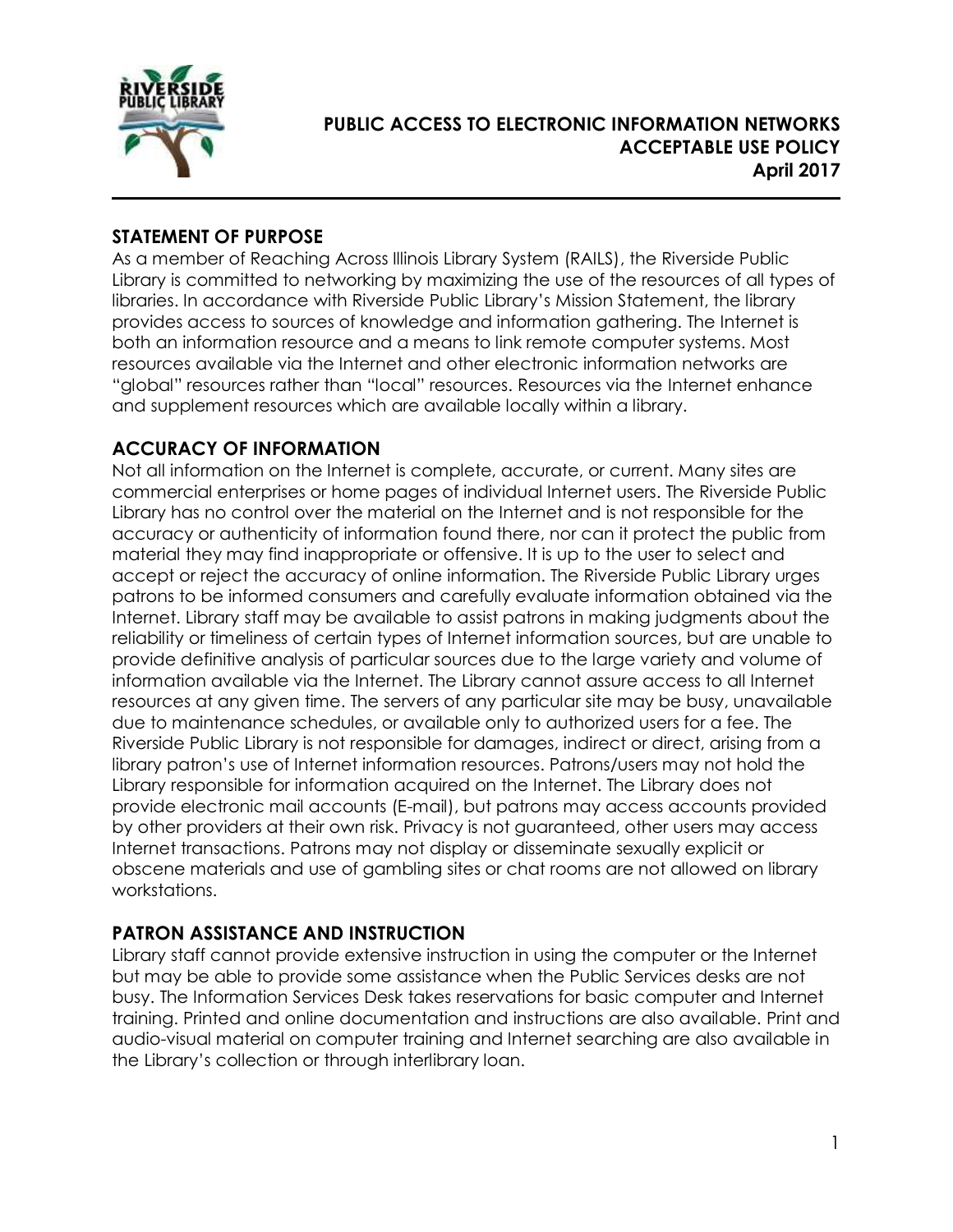# PUBLIC ACCESS TO ELECTRONIC INFORMATION NETWORKS ACCEPTABLE USE POLICY

**April 2017**

## STATEMENT OF PURPOSE

As a member of Reaching Across Illinois Library System (RAILS), the Riverside Public Library is committed to networking by maximizing the use of the resources of all types of libraries. In accordance with Riverside Public Library's Mission Statement, the library provides access to sources of knowledge and information gathering. The Internet is both an information resource and a means to link remote computer systems. Most resources available via the Internet and other electronic information networks are "global" resources rather than "local" resources. Resources via the Internet enhance and supplement resources which are available locally within a library.

## ACCURACY OF INFORMATION

Not all information on the Internet is complete, accurate, or current. Many sites are commercial enterprises or home pages of individual Internet users. The Riverside Public Library has no control over the material on the Internet and is not responsible for the accuracy or authenticity of information found there, nor can it protect the public from material they may find inappropriate or offensive. It is up to the user to select and accept or reject the accuracy of online information. The Riverside Public Library urges patrons to be informed consumers and carefully evaluate information obtained via the Internet. Library staff may be available to assist patrons in making judgments about the reliability or timeliness of certain types of Internet information sources, but are unable to provide definitive analysis of particular sources due to the large variety and volume of information available via the Internet. The Library cannot assure access to all Internet resources at any given time. The servers of any particular site may be busy, unavailable due to maintenance schedules, or available only to authorized users for a fee. The Riverside Public Library is not responsible for damages, indirect or direct, arising from a library patron's use of Internet information resources. Patrons/users may not hold the Library responsible for information acquired on the Internet. The Library does not provide electronic mail accounts (E-mail), but patrons may access accounts provided by other providers at their own risk. Privacy is not guaranteed, other users may access Internet transactions. Patrons may not display or disseminate sexually explicit or obscene materials and use of gambling sites or chat rooms are not allowed on library workstations.

## PATRON ASSISTANCE AND INSTRUCTION

Library staff cannot provide extensive instruction in using the computer or the Internet but may be able to provide some assistance when the Public Services desks are not busy. The Information Services Desk takes reservations for basic computer and Internet training. Printed and online documentation and instructions are also available. Print and audio-visual material on computer training and Internet searching are also available in the Library's collection or through interlibrary loan.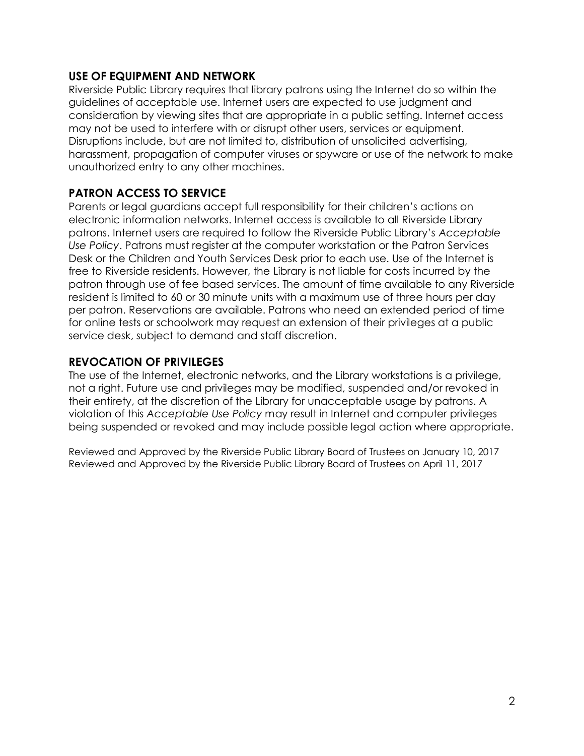## USE OF EQUIPMENT AND NETWORK

Riverside Public Library requires that library patrons using the Internet do so within the guidelines of acceptable use. Internet users are expected to use judgment and consideration by viewing sites that are appropriate in a public setting. Internet access may not be used to interfere with or disrupt other users, services or equipment. Disruptions include, but are not limited to, distribution of unsolicited advertising, harassment, propagation of computer viruses or spyware or use of the network to make unauthorized entry to any other machines.

## PATRON ACCESS TO SERVICE

Parents or legal guardians accept full responsibility for their children's actions on electronic information networks. Internet access is available to all Riverside Library patrons. Internet users are required to follow the Riverside Public Library's *Acceptable Use Policy*. Patrons must register at the computer workstation or the Patron Services Desk or the Children and Youth Services Desk prior to each use. Use of the Internet is free to Riverside residents. However, the Library is not liable for costs incurred by the patron through use of fee based services. The amount of time available to any Riverside resident is limited to 60 or 30 minute units with a maximum use of three hours per day per patron. Reservations are available. Patrons who need an extended period of time for online tests or schoolwork may request an extension of their privileges at a public service desk, subject to demand and staff discretion.

## REVOCATION OF PRIVILEGES

The use of the Internet, electronic networks, and the Library workstations is a privilege, not a right. Future use and privileges may be modified, suspended and/or revoked in their entirety, at the discretion of the Library for unacceptable usage by patrons. A violation of this *Acceptable Use Policy* may result in Internet and computer privileges being suspended or revoked and may include possible legal action where appropriate.

Reviewed and Approved by the Riverside Public Library Board of Trustees on January 10, 2017
Reviewed and Approved by the Riverside Public Library Board of Trustees on April 11, 2017